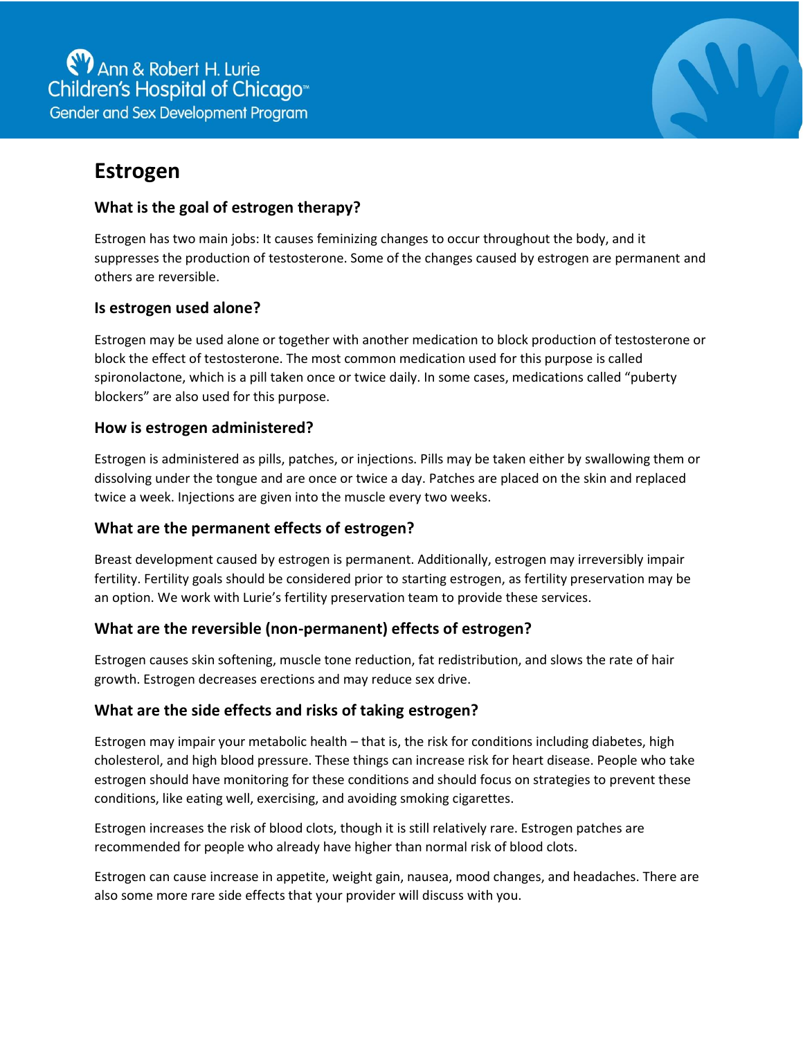Ann & Robert H. Lurie Children's Hospital of Chicago™
Gender and Sex Development Program

# Estrogen

## What is the goal of estrogen therapy?

Estrogen has two main jobs: It causes feminizing changes to occur throughout the body, and it suppresses the production of testosterone. Some of the changes caused by estrogen are permanent and others are reversible.

## Is estrogen used alone?

Estrogen may be used alone or together with another medication to block production of testosterone or block the effect of testosterone. The most common medication used for this purpose is called spironolactone, which is a pill taken once or twice daily. In some cases, medications called "puberty blockers" are also used for this purpose.

## How is estrogen administered?

Estrogen is administered as pills, patches, or injections. Pills may be taken either by swallowing them or dissolving under the tongue and are once or twice a day. Patches are placed on the skin and replaced twice a week. Injections are given into the muscle every two weeks.

## What are the permanent effects of estrogen?

Breast development caused by estrogen is permanent. Additionally, estrogen may irreversibly impair fertility. Fertility goals should be considered prior to starting estrogen, as fertility preservation may be an option. We work with Lurie's fertility preservation team to provide these services.

## What are the reversible (non-permanent) effects of estrogen?

Estrogen causes skin softening, muscle tone reduction, fat redistribution, and slows the rate of hair growth. Estrogen decreases erections and may reduce sex drive.

## What are the side effects and risks of taking estrogen?

Estrogen may impair your metabolic health – that is, the risk for conditions including diabetes, high cholesterol, and high blood pressure. These things can increase risk for heart disease. People who take estrogen should have monitoring for these conditions and should focus on strategies to prevent these conditions, like eating well, exercising, and avoiding smoking cigarettes.

Estrogen increases the risk of blood clots, though it is still relatively rare. Estrogen patches are recommended for people who already have higher than normal risk of blood clots.

Estrogen can cause increase in appetite, weight gain, nausea, mood changes, and headaches. There are also some more rare side effects that your provider will discuss with you.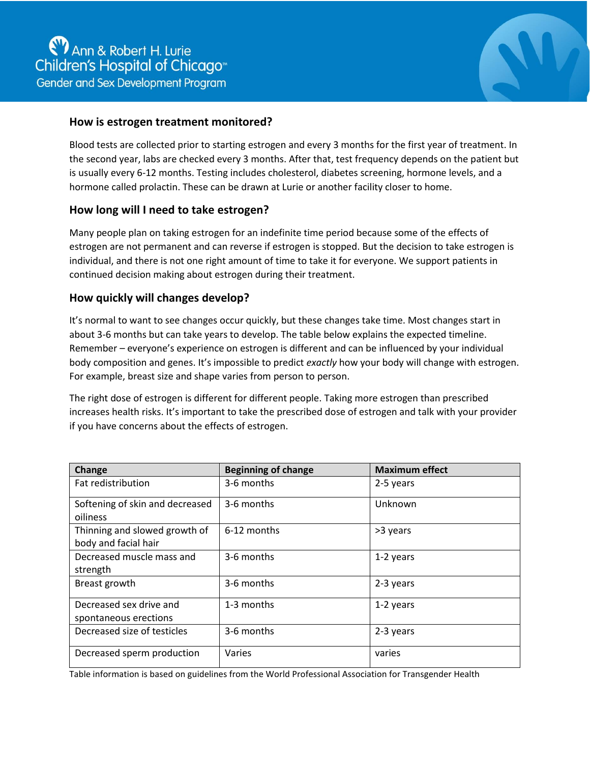## How is estrogen treatment monitored?

Blood tests are collected prior to starting estrogen and every 3 months for the first year of treatment. In the second year, labs are checked every 3 months. After that, test frequency depends on the patient but is usually every 6-12 months. Testing includes cholesterol, diabetes screening, hormone levels, and a hormone called prolactin. These can be drawn at Lurie or another facility closer to home.

## How long will I need to take estrogen?

Many people plan on taking estrogen for an indefinite time period because some of the effects of estrogen are not permanent and can reverse if estrogen is stopped. But the decision to take estrogen is individual, and there is not one right amount of time to take it for everyone. We support patients in continued decision making about estrogen during their treatment.

## How quickly will changes develop?

It's normal to want to see changes occur quickly, but these changes take time. Most changes start in about 3-6 months but can take years to develop. The table below explains the expected timeline. Remember – everyone's experience on estrogen is different and can be influenced by your individual body composition and genes. It's impossible to predict *exactly* how your body will change with estrogen. For example, breast size and shape varies from person to person.

The right dose of estrogen is different for different people. Taking more estrogen than prescribed increases health risks. It's important to take the prescribed dose of estrogen and talk with your provider if you have concerns about the effects of estrogen.

| Change | Beginning of change | Maximum effect |
|---|---|---|
| Fat redistribution | 3-6 months | 2-5 years |
| Softening of skin and decreased oiliness | 3-6 months | Unknown |
| Thinning and slowed growth of body and facial hair | 6-12 months | >3 years |
| Decreased muscle mass and strength | 3-6 months | 1-2 years |
| Breast growth | 3-6 months | 2-3 years |
| Decreased sex drive and spontaneous erections | 1-3 months | 1-2 years |
| Decreased size of testicles | 3-6 months | 2-3 years |
| Decreased sperm production | Varies | varies |

Table information is based on guidelines from the World Professional Association for Transgender Health